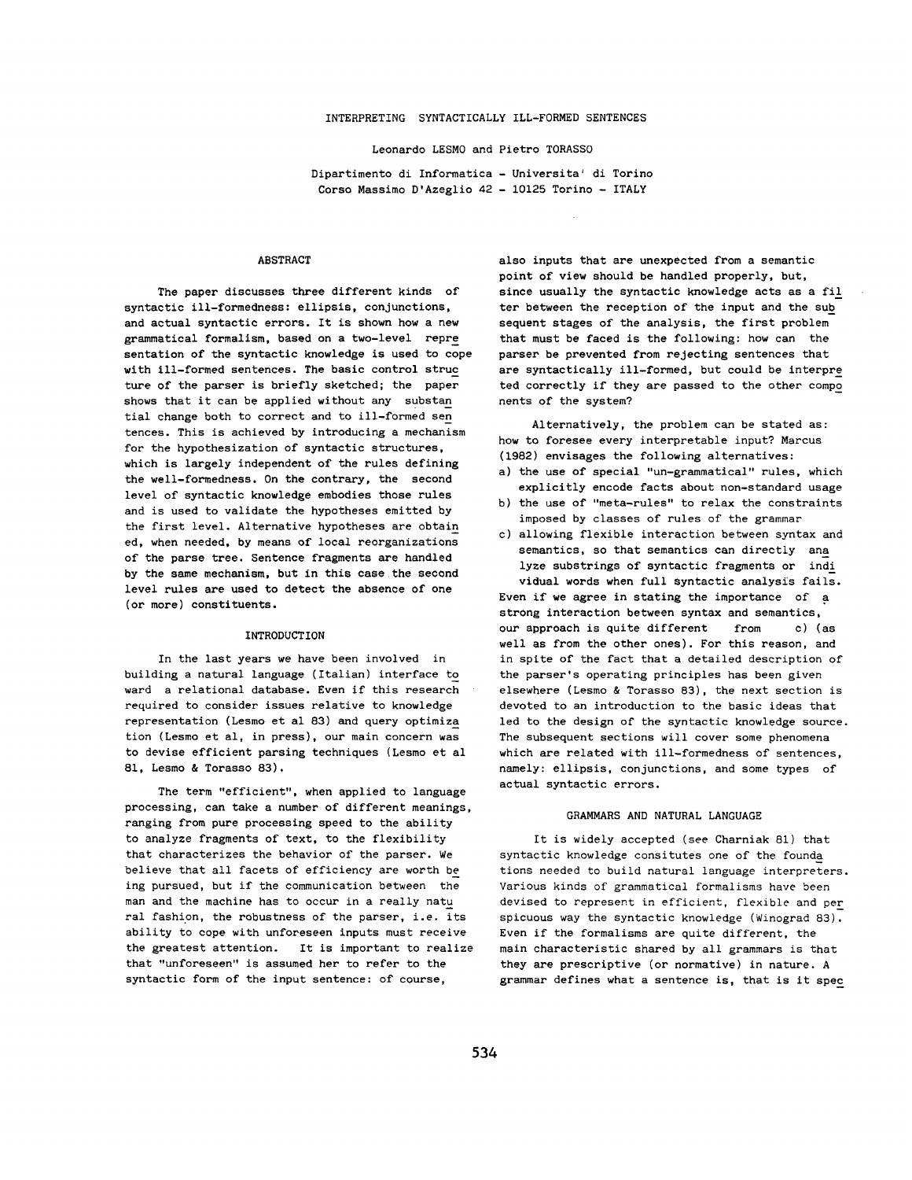# INTERPRETING SYNTACTICALLY ILL-FORMED SENTENCES

Leonardo LESMO and Pietro TORASSO

Dipartimento di Informatica - Universita' di Torino
Corso Massimo D'Azeglio 42 - 10125 Torino - ITALY

## ABSTRACT

The paper discusses three different kinds of syntactic ill-formedness: ellipsis, conjunctions, and actual syntactic errors. It is shown how a new grammatical formalism, based on a two-level representation of the syntactic knowledge is used to cope with ill-formed sentences. The basic control structure of the parser is briefly sketched; the paper shows that it can be applied without any substantial change both to correct and to ill-formed sentences. This is achieved by introducing a mechanism for the hypothesization of syntactic structures, which is largely independent of the rules defining the well-formedness. On the contrary, the second level of syntactic knowledge embodies those rules and is used to validate the hypotheses emitted by the first level. Alternative hypotheses are obtained, when needed, by means of local reorganizations of the parse tree. Sentence fragments are handled by the same mechanism, but in this case the second level rules are used to detect the absence of one (or more) constituents.

## INTRODUCTION

In the last years we have been involved in building a natural language (Italian) interface toward a relational database. Even if this research required to consider issues relative to knowledge representation (Lesmo et al 83) and query optimization (Lesmo et al, in press), our main concern was to devise efficient parsing techniques (Lesmo et al 81, Lesmo & Torasso 83).

The term "efficient", when applied to language processing, can take a number of different meanings, ranging from pure processing speed to the ability to analyze fragments of text, to the flexibility that characterizes the behavior of the parser. We believe that all facets of efficiency are worth being pursued, but if the communication between the man and the machine has to occur in a really natural fashion, the robustness of the parser, i.e. its ability to cope with unforeseen inputs must receive the greatest attention. It is important to realize that "unforeseen" is assumed her to refer to the syntactic form of the input sentence: of course, also inputs that are unexpected from a semantic point of view should be handled properly, but, since usually the syntactic knowledge acts as a filter between the reception of the input and the subsequent stages of the analysis, the first problem that must be faced is the following: how can the parser be prevented from rejecting sentences that are syntactically ill-formed, but could be interpreted correctly if they are passed to the other components of the system?

Alternatively, the problem can be stated as: how to foresee every interpretable input? Marcus (1982) envisages the following alternatives:

a) the use of special "un-grammatical" rules, which explicitly encode facts about non-standard usage
b) the use of "meta-rules" to relax the constraints imposed by classes of rules of the grammar
c) allowing flexible interaction between syntax and semantics, so that semantics can directly analyze substrings of syntactic fragments or individual words when full syntactic analysis fails.

Even if we agree in stating the importance of a strong interaction between syntax and semantics, our approach is quite different from c) (as well as from the other ones). For this reason, and in spite of the fact that a detailed description of the parser's operating principles has been given elsewhere (Lesmo & Torasso 83), the next section is devoted to an introduction to the basic ideas that led to the design of the syntactic knowledge source. The subsequent sections will cover some phenomena which are related with ill-formedness of sentences, namely: ellipsis, conjunctions, and some types of actual syntactic errors.

## GRAMMARS AND NATURAL LANGUAGE

It is widely accepted (see Charniak 81) that syntactic knowledge consitutes one of the foundations needed to build natural language interpreters. Various kinds of grammatical formalisms have been devised to represent in efficient, flexible and perspicuous way the syntactic knowledge (Winograd 83). Even if the formalisms are quite different, the main characteristic shared by all grammars is that they are prescriptive (or normative) in nature. A grammar defines what a sentence is, that is it spec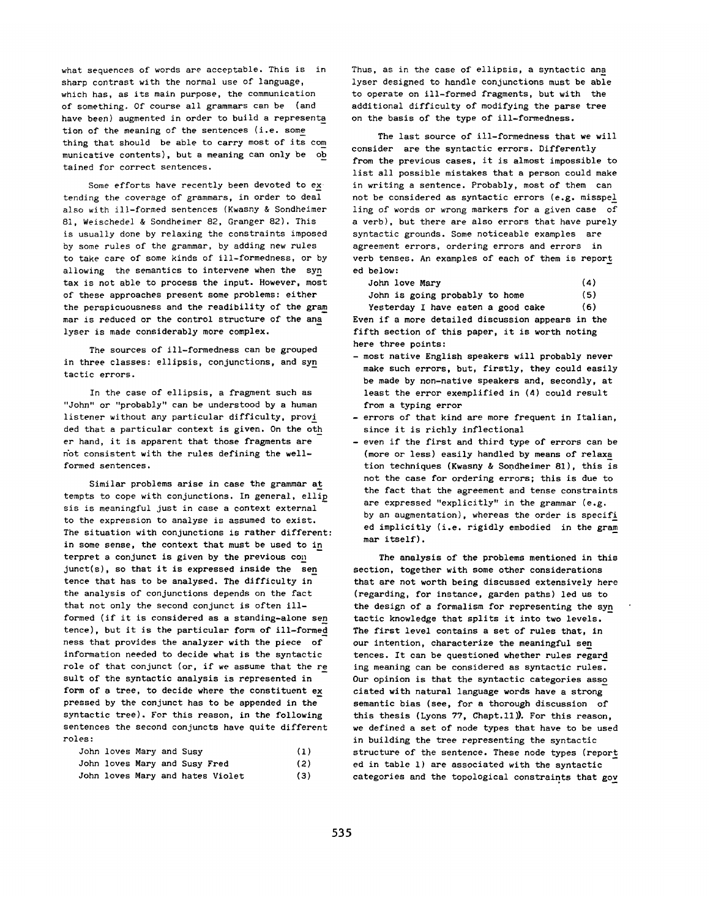what sequences of words are acceptable. This is in sharp contrast with the normal use of language, which has, as its main purpose, the communication of something. Of course all grammars can be (and have been) augmented in order to build a representation of the meaning of the sentences (i.e. something that should be able to carry most of its communicative contents), but a meaning can only be obtained for correct sentences.

Some efforts have recently been devoted to extending the coverage of grammars, in order to deal also with ill-formed sentences (Kwasny & Sondheimer 81, Weischedel & Sondheimer 82, Granger 82). This is usually done by relaxing the constraints imposed by some rules of the grammar, by adding new rules to take care of some kinds of ill-formedness, or by allowing the semantics to intervene when the syntax is not able to process the input. However, most of these approaches present some problems: either the perspicuousness and the readibility of the grammar is reduced or the control structure of the analyser is made considerably more complex.

The sources of ill-formedness can be grouped in three classes: ellipsis, conjunctions, and syntactic errors.

In the case of ellipsis, a fragment such as "John" or "probably" can be understood by a human listener without any particular difficulty, provided that a particular context is given. On the other hand, it is apparent that those fragments are not consistent with the rules defining the well-formed sentences.

Similar problems arise in case the grammar attempts to cope with conjunctions. In general, ellipsis is meaningful just in case a context external to the expression to analyse is assumed to exist. The situation with conjunctions is rather different: in some sense, the context that must be used to interpret a conjunct is given by the previous conjunct(s), so that it is expressed inside the sentence that has to be analysed. The difficulty in the analysis of conjunctions depends on the fact that not only the second conjunct is often ill-formed (if it is considered as a standing-alone sentence), but it is the particular form of ill-formedness that provides the analyzer with the piece of information needed to decide what is the syntactic role of that conjunct (or, if we assume that the result of the syntactic analysis is represented in form of a tree, to decide where the constituent expressed by the conjunct has to be appended in the syntactic tree). For this reason, in the following sentences the second conjuncts have quite different roles:

John loves Mary and Susy (1)
John loves Mary and Susy Fred (2)
John loves Mary and hates Violet (3)

Thus, as in the case of ellipsis, a syntactic analyser designed to handle conjunctions must be able to operate on ill-formed fragments, but with the additional difficulty of modifying the parse tree on the basis of the type of ill-formedness.

The last source of ill-formedness that we will consider are the syntactic errors. Differently from the previous cases, it is almost impossible to list all possible mistakes that a person could make in writing a sentence. Probably, most of them can not be considered as syntactic errors (e.g. misspelling of words or wrong markers for a given case of a verb), but there are also errors that have purely syntactic grounds. Some noticeable examples are agreement errors, ordering errors and errors in verb tenses. An examples of each of them is reported below:

John love Mary (4)
John is going probably to home (5)
Yesterday I have eaten a good cake (6)

Even if a more detailed discussion appears in the fifth section of this paper, it is worth noting here three points:

- most native English speakers will probably never make such errors, but, firstly, they could easily be made by non-native speakers and, secondly, at least the error exemplified in (4) could result from a typing error
- errors of that kind are more frequent in Italian, since it is richly inflectional
- even if the first and third type of errors can be (more or less) easily handled by means of relaxation techniques (Kwasny & Sondheimer 81), this is not the case for ordering errors; this is due to the fact that the agreement and tense constraints are expressed "explicitly" in the grammar (e.g. by an augmentation), whereas the order is specified implicitly (i.e. rigidly embodied in the grammar itself).

The analysis of the problems mentioned in this section, together with some other considerations that are not worth being discussed extensively here (regarding, for instance, garden paths) led us to the design of a formalism for representing the syntactic knowledge that splits it into two levels. The first level contains a set of rules that, in our intention, characterize the meaningful sentences. It can be questioned whether rules regarding meaning can be considered as syntactic rules. Our opinion is that the syntactic categories associated with natural language words have a strong semantic bias (see, for a thorough discussion of this thesis (Lyons 77, Chapt.11)). For this reason, we defined a set of node types that have to be used in building the tree representing the syntactic structure of the sentence. These node types (reported in table 1) are associated with the syntactic categories and the topological constraints that gov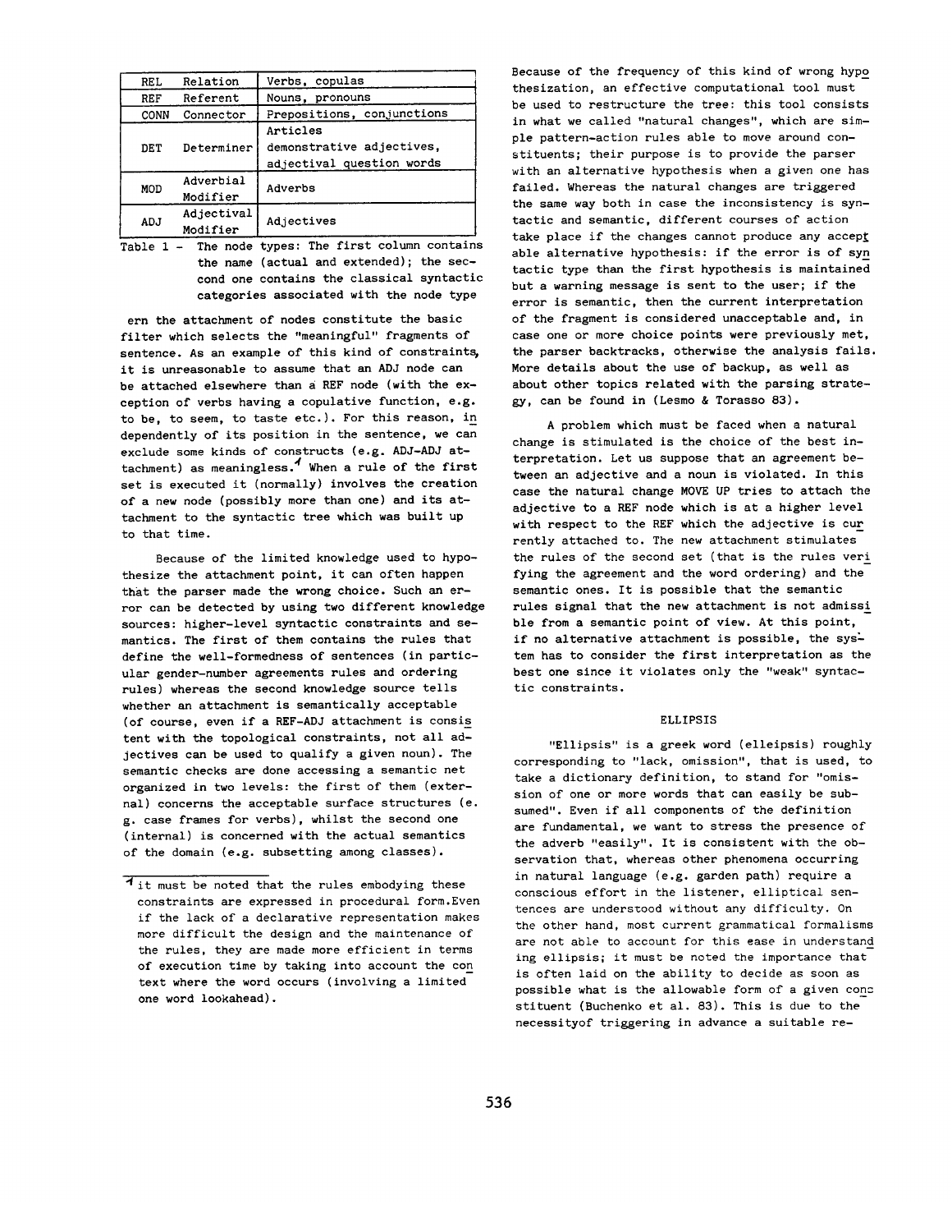| | | |
|---|---|---|
| REL | Relation | Verbs, copulas |
| REF | Referent | Nouns, pronouns |
| CONN | Connector | Prepositions, conjunctions |
| DET | Determiner | Articles demonstrative adjectives, adjectival question words |
| MOD | Adverbial Modifier | Adverbs |
| ADJ | Adjectival Modifier | Adjectives |

Table 1 - The node types: The first column contains the name (actual and extended); the second one contains the classical syntactic categories associated with the node type

ern the attachment of nodes constitute the basic filter which selects the "meaningful" fragments of sentence. As an example of this kind of constraints, it is unreasonable to assume that an ADJ node can be attached elsewhere than a REF node (with the exception of verbs having a copulative function, e.g. to be, to seem, to taste etc.). For this reason, independently of its position in the sentence, we can exclude some kinds of constructs (e.g. ADJ-ADJ attachment) as meaningless.[1] When a rule of the first set is executed it (normally) involves the creation of a new node (possibly more than one) and its attachment to the syntactic tree which was built up to that time.

Because of the limited knowledge used to hypothesize the attachment point, it can often happen that the parser made the wrong choice. Such an error can be detected by using two different knowledge sources: higher-level syntactic constraints and semantics. The first of them contains the rules that define the well-formedness of sentences (in particular gender-number agreements rules and ordering rules) whereas the second knowledge source tells whether an attachment is semantically acceptable (of course, even if a REF-ADJ attachment is consistent with the topological constraints, not all adjectives can be used to qualify a given noun). The semantic checks are done accessing a semantic net organized in two levels: the first of them (external) concerns the acceptable surface structures (e.g. case frames for verbs), whilst the second one (internal) is concerned with the actual semantics of the domain (e.g. subsetting among classes).

[1] it must be noted that the rules embodying these constraints are expressed in procedural form. Even if the lack of a declarative representation makes more difficult the design and the maintenance of the rules, they are made more efficient in terms of execution time by taking into account the context where the word occurs (involving a limited one word lookahead).

Because of the frequency of this kind of wrong hypothesization, an effective computational tool must be used to restructure the tree: this tool consists in what we called "natural changes", which are simple pattern-action rules able to move around constituents; their purpose is to provide the parser with an alternative hypothesis when a given one has failed. Whereas the natural changes are triggered the same way both in case the inconsistency is syntactic and semantic, different courses of action take place if the changes cannot produce any acceptable alternative hypothesis: if the error is of syntactic type than the first hypothesis is maintained but a warning message is sent to the user; if the error is semantic, then the current interpretation of the fragment is considered unacceptable and, in case one or more choice points were previously met, the parser backtracks, otherwise the analysis fails. More details about the use of backup, as well as about other topics related with the parsing strategy, can be found in (Lesmo & Torasso 83).

A problem which must be faced when a natural change is stimulated is the choice of the best interpretation. Let us suppose that an agreement between an adjective and a noun is violated. In this case the natural change MOVE UP tries to attach the adjective to a REF node which is at a higher level with respect to the REF which the adjective is currently attached to. The new attachment stimulates the rules of the second set (that is the rules verifying the agreement and the word ordering) and the semantic ones. It is possible that the semantic rules signal that the new attachment is not admissible from a semantic point of view. At this point, if no alternative attachment is possible, the system has to consider the first interpretation as the best one since it violates only the "weak" syntactic constraints.

## ELLIPSIS

"Ellipsis" is a greek word (elleipsis) roughly corresponding to "lack, omission", that is used, to take a dictionary definition, to stand for "omission of one or more words that can easily be subsumed". Even if all components of the definition are fundamental, we want to stress the presence of the adverb "easily". It is consistent with the observation that, whereas other phenomena occurring in natural language (e.g. garden path) require a conscious effort in the listener, elliptical sentences are understood without any difficulty. On the other hand, most current grammatical formalisms are not able to account for this ease in understanding ellipsis; it must be noted the importance that is often laid on the ability to decide as soon as possible what is the allowable form of a given constituent (Buchenko et al. 83). This is due to the necessityof triggering in advance a suitable re-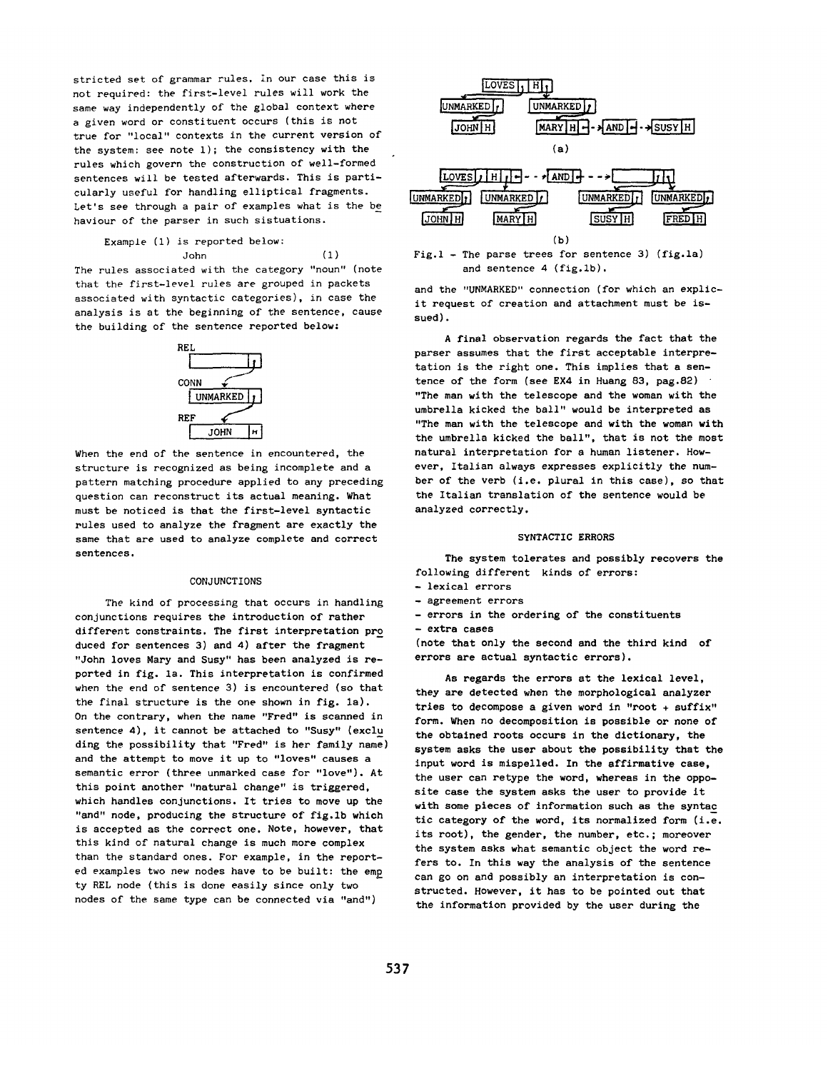stricted set of grammar rules. In our case this is not required: the first-level rules will work the same way independently of the global context where a given word or constituent occurs (this is not true for "local" contexts in the current version of the system: see note 1); the consistency with the rules which govern the construction of well-formed sentences will be tested afterwards. This is particularly useful for handling elliptical fragments. Let's see through a pair of examples what is the behaviour of the parser in such sistuations.

Example (1) is reported below:

John (1)

The rules associated with the category "noun" (note that the first-level rules are grouped in packets associated with syntactic categories), in case the analysis is at the beginning of the sentence, cause the building of the sentence reported below:

REL

CONN UNMARKED

REF JOHN H

When the end of the sentence in encountered, the structure is recognized as being incomplete and a pattern matching procedure applied to any preceding question can reconstruct its actual meaning. What must be noticed is that the first-level syntactic rules used to analyze the fragment are exactly the same that are used to analyze complete and correct sentences.

## CONJUNCTIONS

The kind of processing that occurs in handling conjunctions requires the introduction of rather different constraints. The first interpretation produced for sentences 3) and 4) after the fragment "John loves Mary and Susy" has been analyzed is reported in fig. 1a. This interpretation is confirmed when the end of sentence 3) is encountered (so that the final structure is the one shown in fig. 1a). On the contrary, when the name "Fred" is scanned in sentence 4), it cannot be attached to "Susy" (excluding the possibility that "Fred" is her family name) and the attempt to move it up to "loves" causes a semantic error (three unmarked case for "love"). At this point another "natural change" is triggered, which handles conjunctions. It tries to move up the "and" node, producing the structure of fig.1b which is accepted as the correct one. Note, however, that this kind of natural change is much more complex than the standard ones. For example, in the reported examples two new nodes have to be built: the empty REL node (this is done easily since only two nodes of the same type can be connected via "and")

LOVES H — UNMARKED — JOHN H; UNMARKED — MARY H → AND → SUSY H

(a)

LOVES H → AND → [ ]; UNMARKED — JOHN H; UNMARKED — MARY H; UNMARKED — SUSY H; UNMARKED — FRED H

(b)

Fig.1 - The parse trees for sentence 3) (fig.1a) and sentence 4 (fig.1b).

and the "UNMARKED" connection (for which an explicit request of creation and attachment must be issued).

A final observation regards the fact that the parser assumes that the first acceptable interpretation is the right one. This implies that a sentence of the form (see EX4 in Huang 83, pag.82) "The man with the telescope and the woman with the umbrella kicked the ball" would be interpreted as "The man with the telescope and with the woman with the umbrella kicked the ball", that is not the most natural interpretation for a human listener. However, Italian always expresses explicitly the number of the verb (i.e. plural in this case), so that the Italian translation of the sentence would be analyzed correctly.

## SYNTACTIC ERRORS

The system tolerates and possibly recovers the following different kinds of errors:

- lexical errors
- agreement errors
- errors in the ordering of the constituents
- extra cases

(note that only the second and the third kind of errors are actual syntactic errors).

As regards the errors at the lexical level, they are detected when the morphological analyzer tries to decompose a given word in "root + suffix" form. When no decomposition is possible or none of the obtained roots occurs in the dictionary, the system asks the user about the possibility that the input word is mispelled. In the affirmative case, the user can retype the word, whereas in the opposite case the system asks the user to provide it with some pieces of information such as the syntactic category of the word, its normalized form (i.e. its root), the gender, the number, etc.; moreover the system asks what semantic object the word refers to. In this way the analysis of the sentence can go on and possibly an interpretation is constructed. However, it has to be pointed out that the information provided by the user during the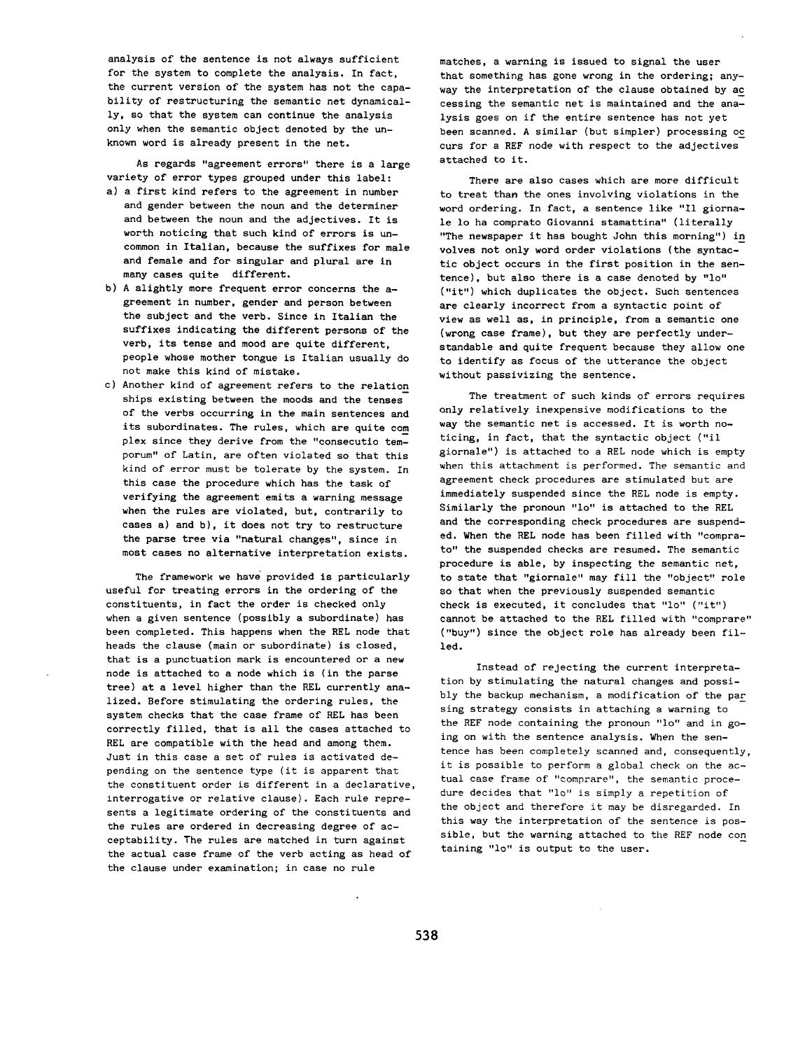analysis of the sentence is not always sufficient for the system to complete the analysis. In fact, the current version of the system has not the capability of restructuring the semantic net dynamically, so that the system can continue the analysis only when the semantic object denoted by the unknown word is already present in the net.

As regards "agreement errors" there is a large variety of error types grouped under this label:

a) a first kind refers to the agreement in number and gender between the noun and the determiner and between the noun and the adjectives. It is worth noticing that such kind of errors is uncommon in Italian, because the suffixes for male and female and for singular and plural are in many cases quite different.

b) A slightly more frequent error concerns the agreement in number, gender and person between the subject and the verb. Since in Italian the suffixes indicating the different persons of the verb, its tense and mood are quite different, people whose mother tongue is Italian usually do not make this kind of mistake.

c) Another kind of agreement refers to the relationships existing between the moods and the tenses of the verbs occurring in the main sentences and its subordinates. The rules, which are quite complex since they derive from the "consecutio temporum" of Latin, are often violated so that this kind of error must be tolerate by the system. In this case the procedure which has the task of verifying the agreement emits a warning message when the rules are violated, but, contrarily to cases a) and b), it does not try to restructure the parse tree via "natural changes", since in most cases no alternative interpretation exists.

The framework we have provided is particularly useful for treating errors in the ordering of the constituents, in fact the order is checked only when a given sentence (possibly a subordinate) has been completed. This happens when the REL node that heads the clause (main or subordinate) is closed, that is a punctuation mark is encountered or a new node is attached to a node which is (in the parse tree) at a level higher than the REL currently analized. Before stimulating the ordering rules, the system checks that the case frame of REL has been correctly filled, that is all the cases attached to REL are compatible with the head and among them. Just in this case a set of rules is activated depending on the sentence type (it is apparent that the constituent order is different in a declarative, interrogative or relative clause). Each rule represents a legitimate ordering of the constituents and the rules are ordered in decreasing degree of acceptability. The rules are matched in turn against the actual case frame of the verb acting as head of the clause under examination; in case no rule matches, a warning is issued to signal the user that something has gone wrong in the ordering; anyway the interpretation of the clause obtained by accessing the semantic net is maintained and the analysis goes on if the entire sentence has not yet been scanned. A similar (but simpler) processing occurs for a REF node with respect to the adjectives attached to it.

There are also cases which are more difficult to treat than the ones involving violations in the word ordering. In fact, a sentence like "Il giornale lo ha comprato Giovanni stamattina" (literally "The newspaper it has bought John this morning") involves not only word order violations (the syntactic object occurs in the first position in the sentence), but also there is a case denoted by "lo" ("it") which duplicates the object. Such sentences are clearly incorrect from a syntactic point of view as well as, in principle, from a semantic one (wrong case frame), but they are perfectly understandable and quite frequent because they allow one to identify as focus of the utterance the object without passivizing the sentence.

The treatment of such kinds of errors requires only relatively inexpensive modifications to the way the semantic net is accessed. It is worth noticing, in fact, that the syntactic object ("il giornale") is attached to a REL node which is empty when this attachment is performed. The semantic and agreement check procedures are stimulated but are immediately suspended since the REL node is empty. Similarly the pronoun "lo" is attached to the REL and the corresponding check procedures are suspended. When the REL node has been filled with "comprato" the suspended checks are resumed. The semantic procedure is able, by inspecting the semantic net, to state that "giornale" may fill the "object" role so that when the previously suspended semantic check is executed, it concludes that "lo" ("it") cannot be attached to the REL filled with "comprare" ("buy") since the object role has already been filled.

Instead of rejecting the current interpretation by stimulating the natural changes and possibly the backup mechanism, a modification of the parsing strategy consists in attaching a warning to the REF node containing the pronoun "lo" and in going on with the sentence analysis. When the sentence has been completely scanned and, consequently, it is possible to perform a global check on the actual case frame of "comprare", the semantic procedure decides that "lo" is simply a repetition of the object and therefore it may be disregarded. In this way the interpretation of the sentence is possible, but the warning attached to the REF node containing "lo" is output to the user.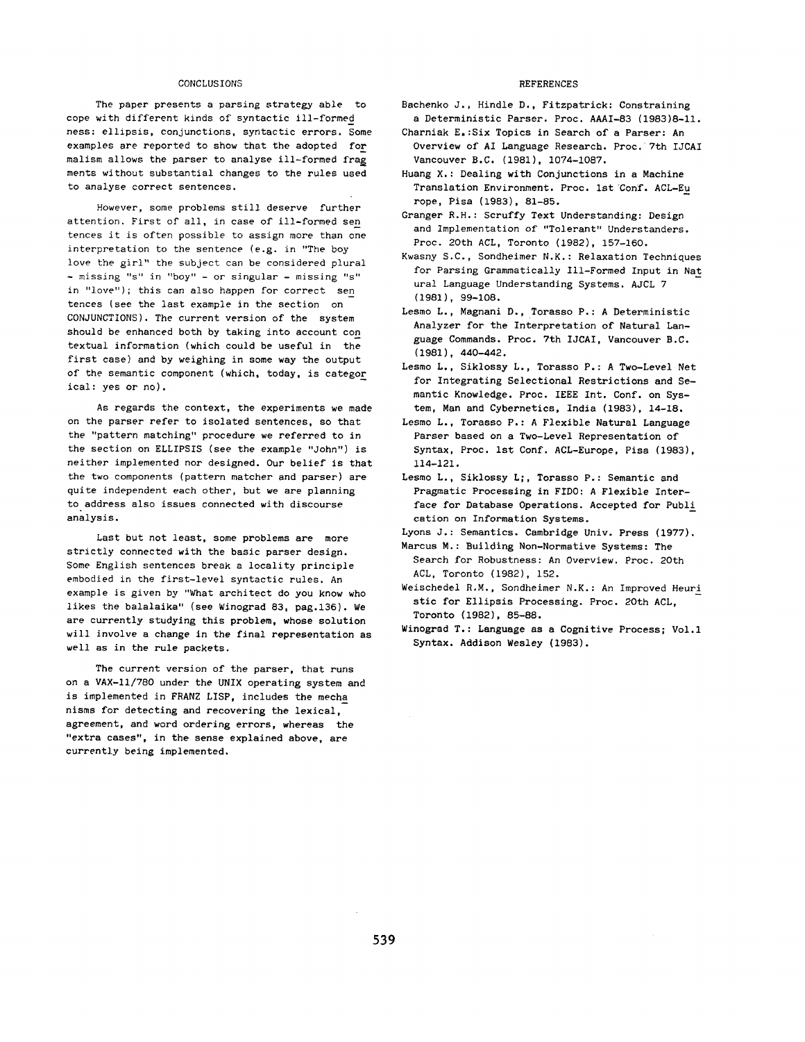## CONCLUSIONS

The paper presents a parsing strategy able to cope with different kinds of syntactic ill-formedness: ellipsis, conjunctions, syntactic errors. Some examples are reported to show that the adopted formalism allows the parser to analyse ill-formed fragments without substantial changes to the rules used to analyse correct sentences.

However, some problems still deserve further attention. First of all, in case of ill-formed sentences it is often possible to assign more than one interpretation to the sentence (e.g. in "The boy love the girl" the subject can be considered plural - missing "s" in "boy" - or singular - missing "s" in "love"); this can also happen for correct sentences (see the last example in the section on CONJUNCTIONS). The current version of the system should be enhanced both by taking into account contextual information (which could be useful in the first case) and by weighing in some way the output of the semantic component (which, today, is categorical: yes or no).

As regards the context, the experiments we made on the parser refer to isolated sentences, so that the "pattern matching" procedure we referred to in the section on ELLIPSIS (see the example "John") is neither implemented nor designed. Our belief is that the two components (pattern matcher and parser) are quite independent each other, but we are planning to address also issues connected with discourse analysis.

Last but not least, some problems are more strictly connected with the basic parser design. Some English sentences break a locality principle embodied in the first-level syntactic rules. An example is given by "What architect do you know who likes the balalaika" (see Winograd 83, pag.136). We are currently studying this problem, whose solution will involve a change in the final representation as well as in the rule packets.

The current version of the parser, that runs on a VAX-11/780 under the UNIX operating system and is implemented in FRANZ LISP, includes the mechanisms for detecting and recovering the lexical, agreement, and word ordering errors, whereas the "extra cases", in the sense explained above, are currently being implemented.

## REFERENCES

Bachenko J., Hindle D., Fitzpatrick: Constraining a Deterministic Parser. Proc. AAAI-83 (1983)8-11.

Charniak E.:Six Topics in Search of a Parser: An Overview of AI Language Research. Proc. 7th IJCAI Vancouver B.C. (1981), 1074-1087.

Huang X.: Dealing with Conjunctions in a Machine Translation Environment. Proc. 1st Conf. ACL-Europe, Pisa (1983), 81-85.

Granger R.H.: Scruffy Text Understanding: Design and Implementation of "Tolerant" Understanders. Proc. 20th ACL, Toronto (1982), 157-160.

Kwasny S.C., Sondheimer N.K.: Relaxation Techniques for Parsing Grammatically Ill-Formed Input in Natural Language Understanding Systems. AJCL 7 (1981), 99-108.

Lesmo L., Magnani D., Torasso P.: A Deterministic Analyzer for the Interpretation of Natural Language Commands. Proc. 7th IJCAI, Vancouver B.C. (1981), 440-442.

Lesmo L., Siklossy L., Torasso P.: A Two-Level Net for Integrating Selectional Restrictions and Semantic Knowledge. Proc. IEEE Int. Conf. on System, Man and Cybernetics, India (1983), 14-18.

Lesmo L., Torasso P.: A Flexible Natural Language Parser based on a Two-Level Representation of Syntax, Proc. 1st Conf. ACL-Europe, Pisa (1983), 114-121.

Lesmo L., Siklossy L;, Torasso P.: Semantic and Pragmatic Processing in FIDO: A Flexible Interface for Database Operations. Accepted for Publication on Information Systems.

Lyons J.: Semantics. Cambridge Univ. Press (1977).

Marcus M.: Building Non-Normative Systems: The Search for Robustness: An Overview. Proc. 20th ACL, Toronto (1982), 152.

Weischedel R.M., Sondheimer N.K.: An Improved Heuristic for Ellipsis Processing. Proc. 20th ACL, Toronto (1982), 85-88.

Winograd T.: Language as a Cognitive Process; Vol.1 Syntax. Addison Wesley (1983).